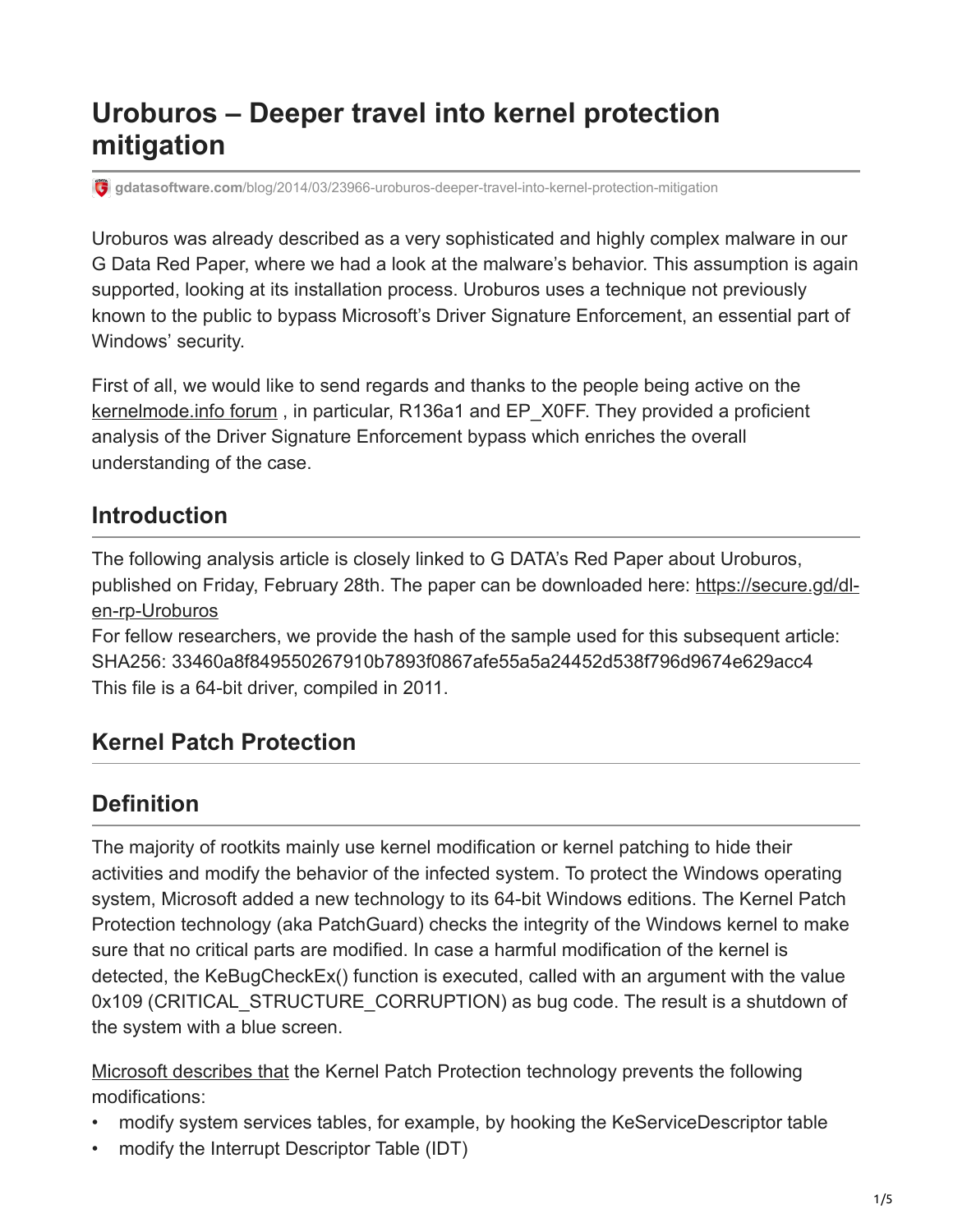# Uroburos – Deeper travel into kernel protection mitigation

gdatasoftware.com/blog/2014/03/23966-uroburos-deeper-travel-into-kernel-protection-mitigation

Uroburos was already described as a very sophisticated and highly complex malware in our G Data Red Paper, where we had a look at the malware's behavior. This assumption is again supported, looking at its installation process. Uroburos uses a technique not previously known to the public to bypass Microsoft's Driver Signature Enforcement, an essential part of Windows' security.

First of all, we would like to send regards and thanks to the people being active on the kernelmode.info forum , in particular, R136a1 and EP_X0FF. They provided a proficient analysis of the Driver Signature Enforcement bypass which enriches the overall understanding of the case.

## Introduction

The following analysis article is closely linked to G DATA's Red Paper about Uroburos, published on Friday, February 28th. The paper can be downloaded here: https://secure.gd/dl-en-rp-Uroburos
For fellow researchers, we provide the hash of the sample used for this subsequent article:
SHA256: 33460a8f849550267910b7893f0867afe55a5a24452d538f796d9674e629acc4
This file is a 64-bit driver, compiled in 2011.

## Kernel Patch Protection

## Definition

The majority of rootkits mainly use kernel modification or kernel patching to hide their activities and modify the behavior of the infected system. To protect the Windows operating system, Microsoft added a new technology to its 64-bit Windows editions. The Kernel Patch Protection technology (aka PatchGuard) checks the integrity of the Windows kernel to make sure that no critical parts are modified. In case a harmful modification of the kernel is detected, the KeBugCheckEx() function is executed, called with an argument with the value 0x109 (CRITICAL_STRUCTURE_CORRUPTION) as bug code. The result is a shutdown of the system with a blue screen.

Microsoft describes that the Kernel Patch Protection technology prevents the following modifications:

- modify system services tables, for example, by hooking the KeServiceDescriptor table
- modify the Interrupt Descriptor Table (IDT)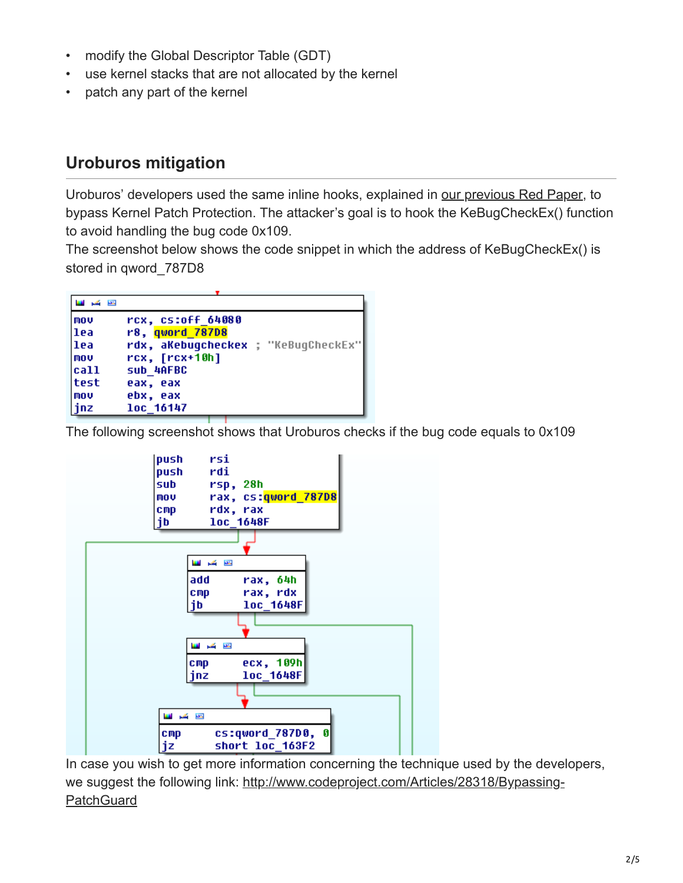- modify the Global Descriptor Table (GDT)
- use kernel stacks that are not allocated by the kernel
- patch any part of the kernel

## Uroburos mitigation

Uroburos' developers used the same inline hooks, explained in our previous Red Paper, to bypass Kernel Patch Protection. The attacker's goal is to hook the KeBugCheckEx() function to avoid handling the bug code 0x109.

The screenshot below shows the code snippet in which the address of KeBugCheckEx() is stored in qword_787D8

```
mov     rcx, cs:off_64080
lea     r8, qword_787D8
lea     rdx, aKebugcheckex ; "KeBugCheckEx"
mov     rcx, [rcx+10h]
call    sub_4AFBC
test    eax, eax
mov     ebx, eax
jnz     loc_16147
```

The following screenshot shows that Uroburos checks if the bug code equals to 0x109

```
push    rsi
push    rdi
sub     rsp, 28h
mov     rax, cs:qword_787D8
cmp     rdx, rax
jb      loc_1648F

add     rax, 64h
cmp     rax, rdx
jb      loc_1648F

cmp     ecx, 109h
jnz     loc_1648F

cmp     cs:qword_787D0, 0
jz      short loc_163F2
```

In case you wish to get more information concerning the technique used by the developers, we suggest the following link: http://www.codeproject.com/Articles/28318/Bypassing-PatchGuard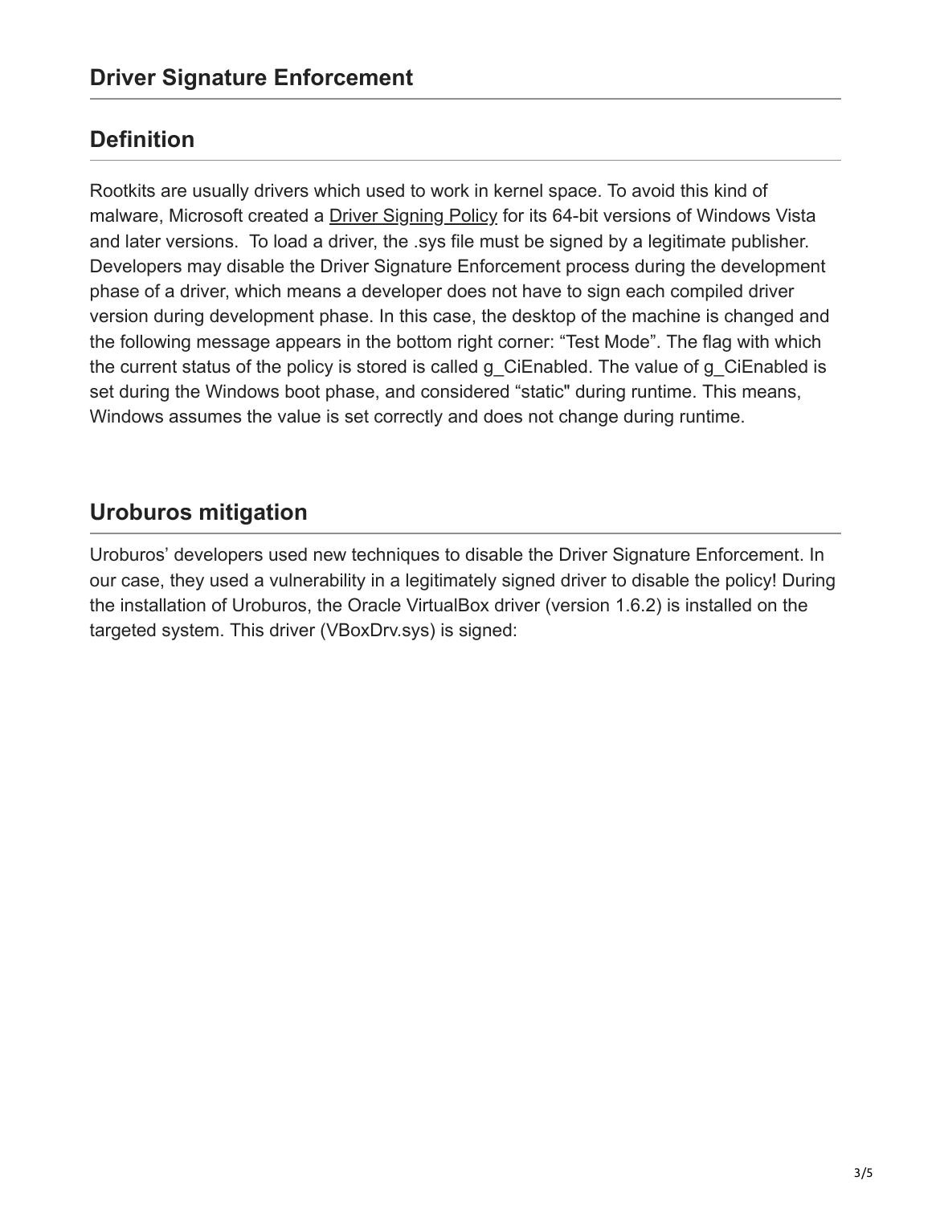## Driver Signature Enforcement

### Definition

Rootkits are usually drivers which used to work in kernel space. To avoid this kind of malware, Microsoft created a Driver Signing Policy for its 64-bit versions of Windows Vista and later versions.  To load a driver, the .sys file must be signed by a legitimate publisher. Developers may disable the Driver Signature Enforcement process during the development phase of a driver, which means a developer does not have to sign each compiled driver version during development phase. In this case, the desktop of the machine is changed and the following message appears in the bottom right corner: “Test Mode”. The flag with which the current status of the policy is stored is called g_CiEnabled. The value of g_CiEnabled is set during the Windows boot phase, and considered “static" during runtime. This means, Windows assumes the value is set correctly and does not change during runtime.

### Uroburos mitigation

Uroburos’ developers used new techniques to disable the Driver Signature Enforcement. In our case, they used a vulnerability in a legitimately signed driver to disable the policy! During the installation of Uroburos, the Oracle VirtualBox driver (version 1.6.2) is installed on the targeted system. This driver (VBoxDrv.sys) is signed: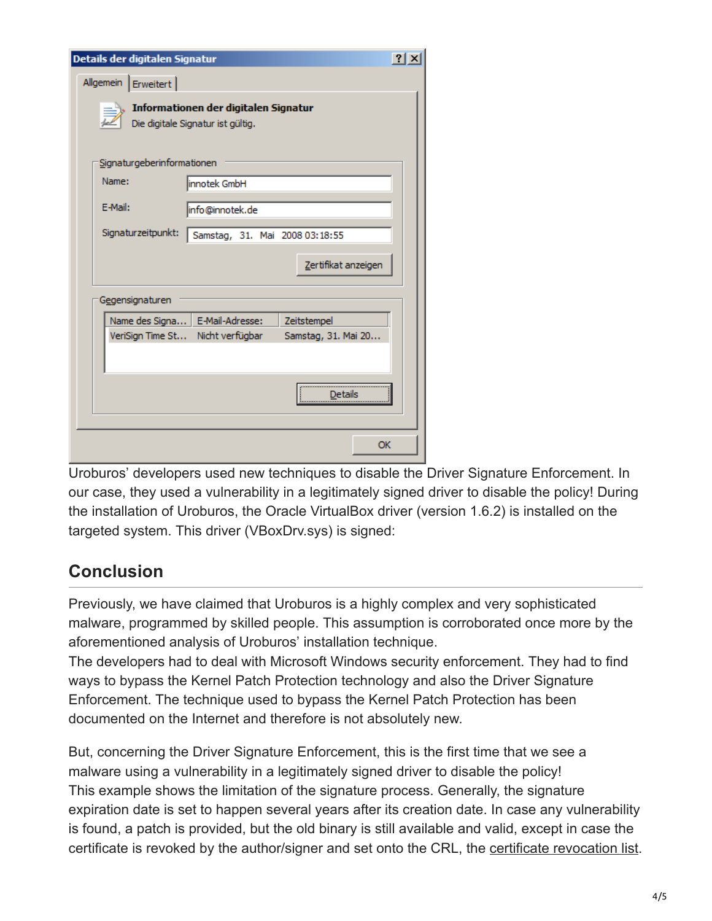Uroburos' developers used new techniques to disable the Driver Signature Enforcement. In our case, they used a vulnerability in a legitimately signed driver to disable the policy! During the installation of Uroburos, the Oracle VirtualBox driver (version 1.6.2) is installed on the targeted system. This driver (VBoxDrv.sys) is signed:

## Conclusion

Previously, we have claimed that Uroburos is a highly complex and very sophisticated malware, programmed by skilled people. This assumption is corroborated once more by the aforementioned analysis of Uroburos' installation technique.
The developers had to deal with Microsoft Windows security enforcement. They had to find ways to bypass the Kernel Patch Protection technology and also the Driver Signature Enforcement. The technique used to bypass the Kernel Patch Protection has been documented on the Internet and therefore is not absolutely new.

But, concerning the Driver Signature Enforcement, this is the first time that we see a malware using a vulnerability in a legitimately signed driver to disable the policy!
This example shows the limitation of the signature process. Generally, the signature expiration date is set to happen several years after its creation date. In case any vulnerability is found, a patch is provided, but the old binary is still available and valid, except in case the certificate is revoked by the author/signer and set onto the CRL, the certificate revocation list.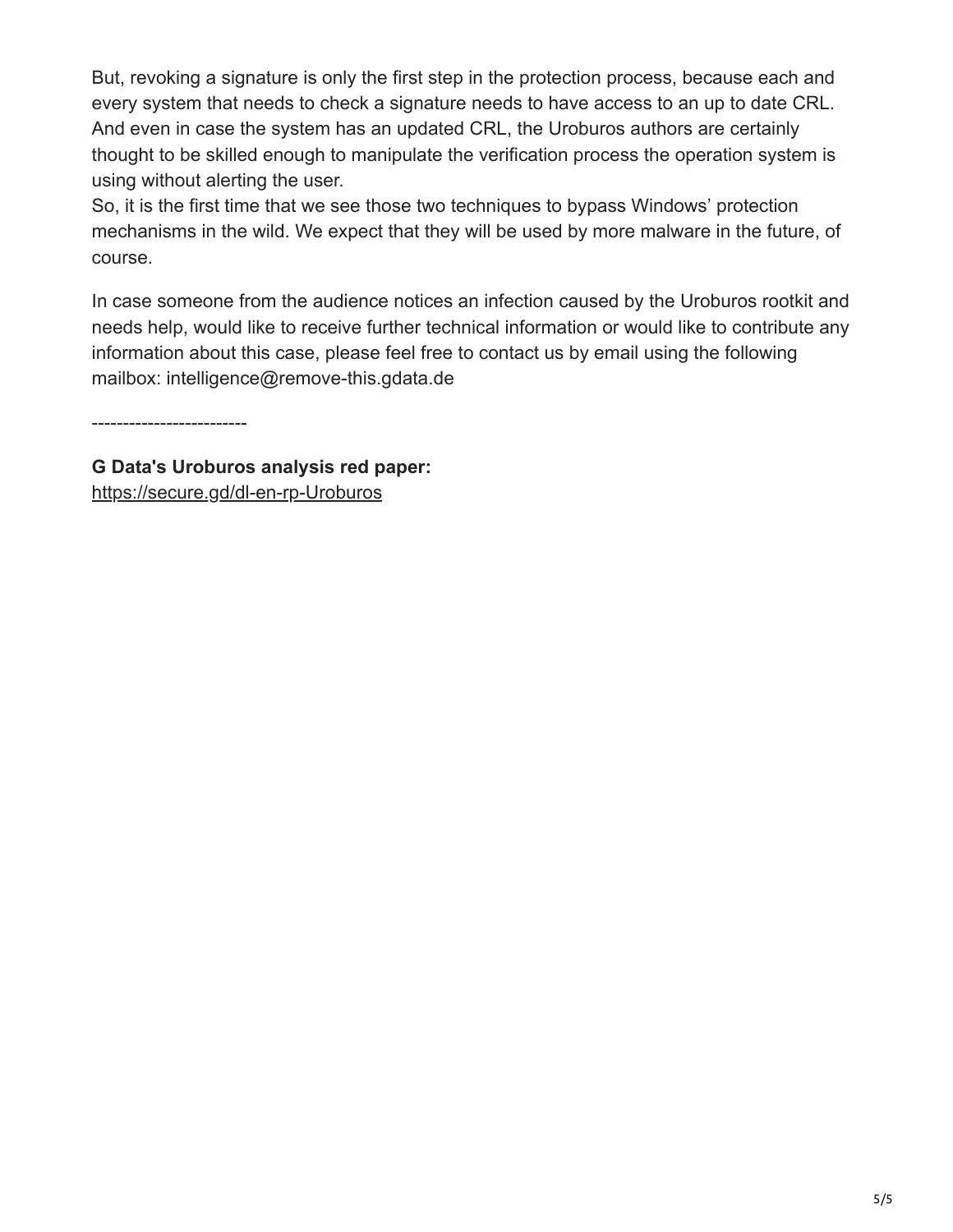But, revoking a signature is only the first step in the protection process, because each and every system that needs to check a signature needs to have access to an up to date CRL. And even in case the system has an updated CRL, the Uroburos authors are certainly thought to be skilled enough to manipulate the verification process the operation system is using without alerting the user.
So, it is the first time that we see those two techniques to bypass Windows' protection mechanisms in the wild. We expect that they will be used by more malware in the future, of course.

In case someone from the audience notices an infection caused by the Uroburos rootkit and needs help, would like to receive further technical information or would like to contribute any information about this case, please feel free to contact us by email using the following mailbox: intelligence@remove-this.gdata.de

-------------------------

**G Data's Uroburos analysis red paper:**
https://secure.gd/dl-en-rp-Uroburos